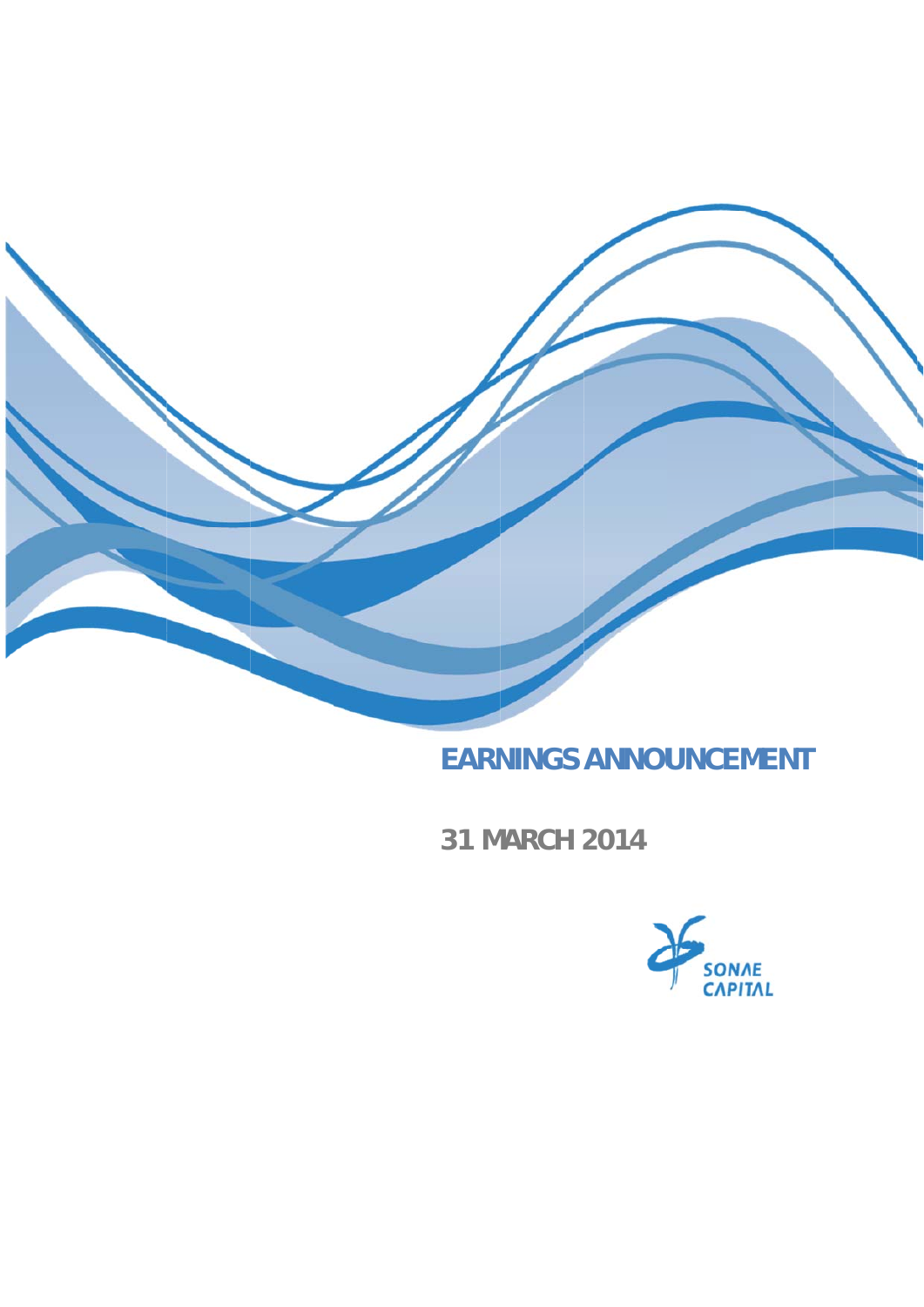# EARNINGS ANNOUNCEMENT

## 31 MARCH 2014

SONAE CAPITAL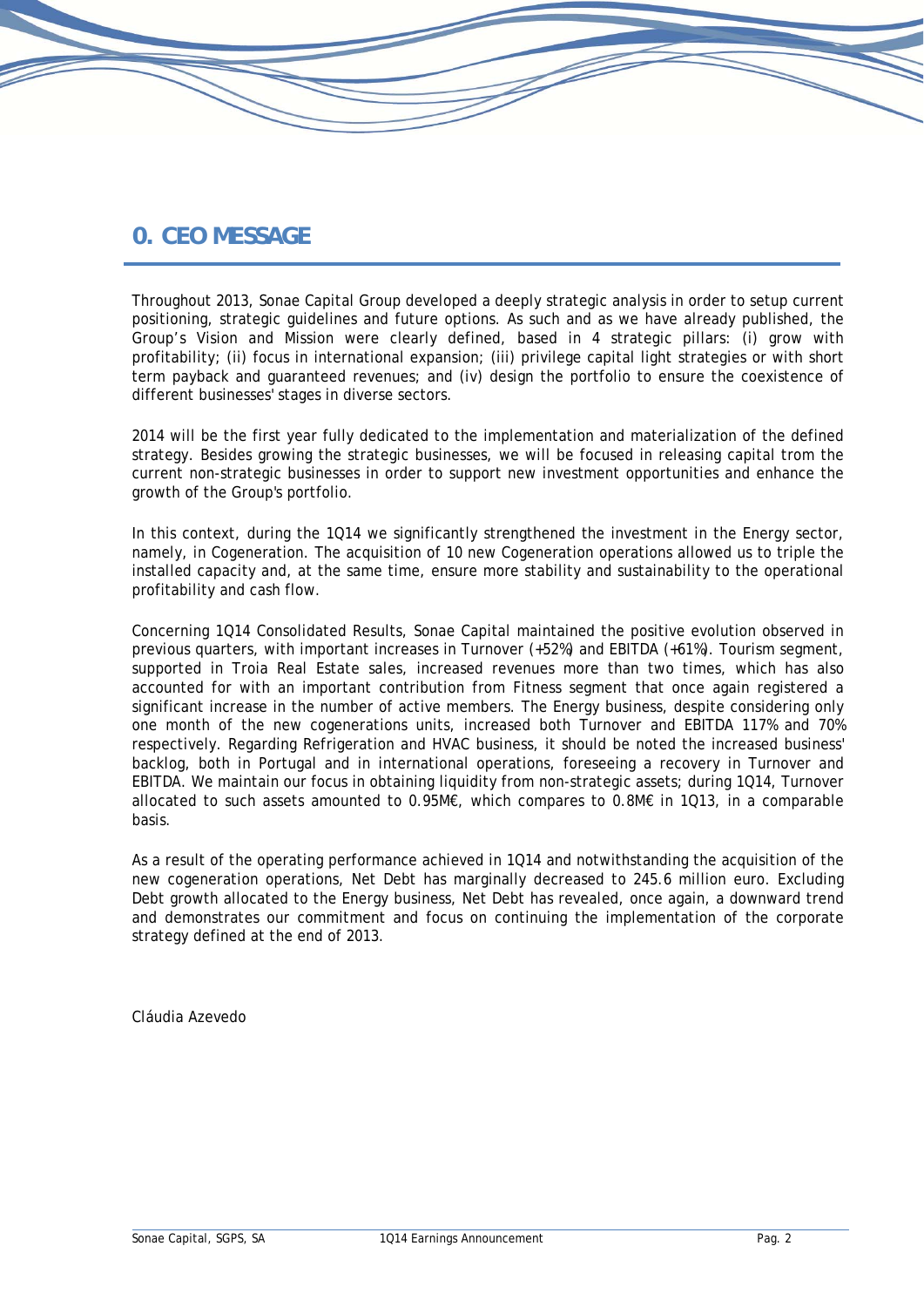# 0. CEO MESSAGE

Throughout 2013, Sonae Capital Group developed a deeply strategic analysis in order to setup current positioning, strategic guidelines and future options. As such and as we have already published, the Group's Vision and Mission were clearly defined, based in 4 strategic pillars: (i) grow with profitability; (ii) focus in international expansion; (iii) privilege capital light strategies or with short term payback and guaranteed revenues; and (iv) design the portfolio to ensure the coexistence of different businesses' stages in diverse sectors.

2014 will be the first year fully dedicated to the implementation and materialization of the defined strategy. Besides growing the strategic businesses, we will be focused in releasing capital from the current non-strategic businesses in order to support new investment opportunities and enhance the growth of the Group's portfolio.

In this context, during the 1Q14 we significantly strengthened the investment in the Energy sector, namely, in Cogeneration. The acquisition of 10 new Cogeneration operations allowed us to triple the installed capacity and, at the same time, ensure more stability and sustainability to the operational profitability and cash flow.

Concerning 1Q14 Consolidated Results, Sonae Capital maintained the positive evolution observed in previous quarters, with important increases in Turnover (+52%) and EBITDA (+61%). Tourism segment, supported in Troia Real Estate sales, increased revenues more than two times, which has also accounted for with an important contribution from Fitness segment that once again registered a significant increase in the number of active members. The Energy business, despite considering only one month of the new cogenerations units, increased both Turnover and EBITDA 117% and 70% respectively. Regarding Refrigeration and HVAC business, it should be noted the increased business' backlog, both in Portugal and in international operations, foreseeing a recovery in Turnover and EBITDA. We maintain our focus in obtaining liquidity from non-strategic assets; during 1Q14, Turnover allocated to such assets amounted to 0.95M€, which compares to 0.8M€ in 1Q13, in a comparable basis.

As a result of the operating performance achieved in 1Q14 and notwithstanding the acquisition of the new cogeneration operations, Net Debt has marginally decreased to 245.6 million euro. Excluding Debt growth allocated to the Energy business, Net Debt has revealed, once again, a downward trend and demonstrates our commitment and focus on continuing the implementation of the corporate strategy defined at the end of 2013.

Cláudia Azevedo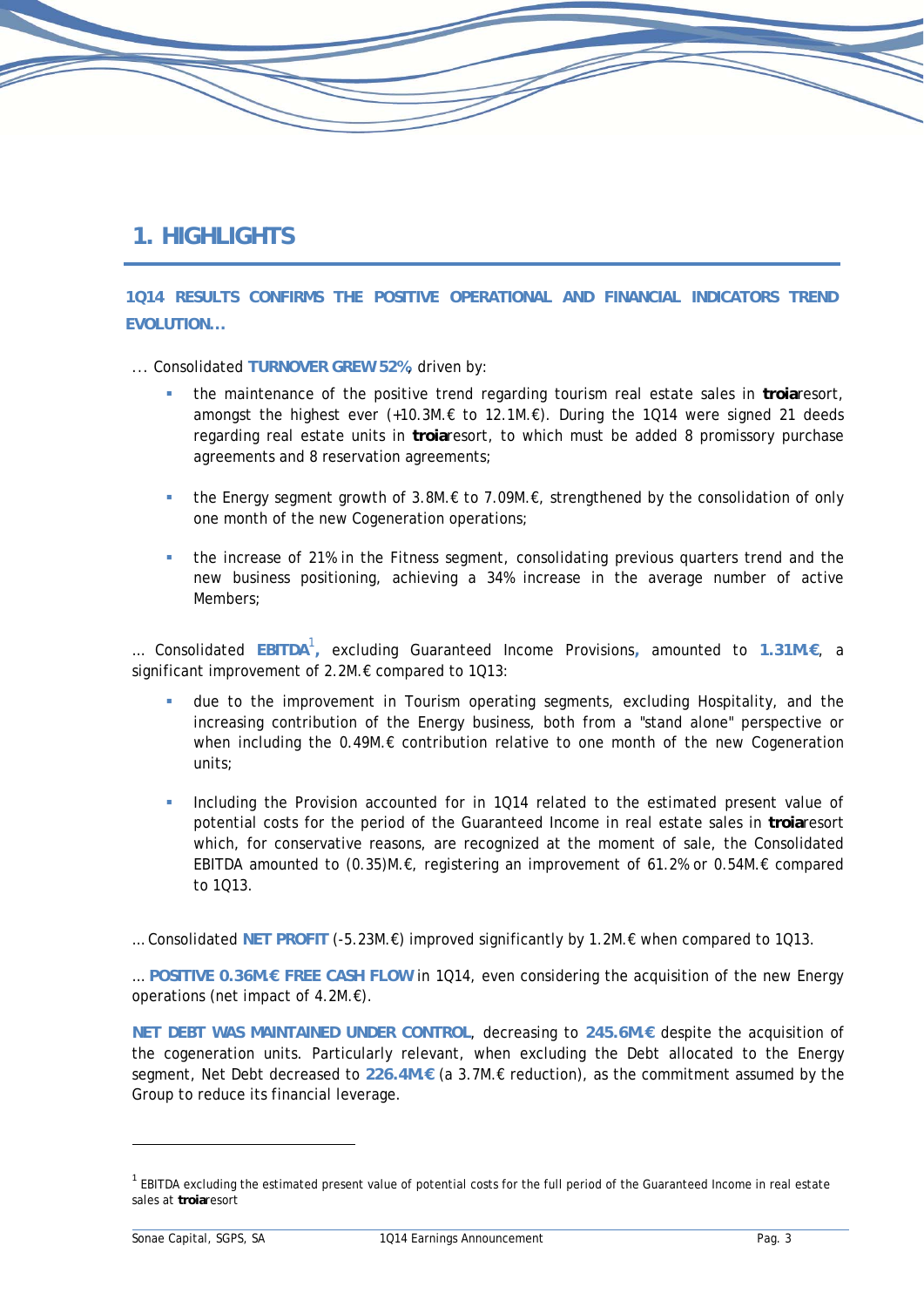## 1. HIGHLIGHTS

**1Q14 RESULTS CONFIRMS THE POSITIVE OPERATIONAL AND FINANCIAL INDICATORS TREND EVOLUTION...**

... Consolidated **TURNOVER GREW 52%**, driven by:

- the maintenance of the positive trend regarding tourism real estate sales in **troia**resort, amongst the highest ever (+10.3M.€ to 12.1M.€). During the 1Q14 were signed 21 deeds regarding real estate units in **troia**resort, to which must be added 8 promissory purchase agreements and 8 reservation agreements;
- the Energy segment growth of 3.8M.€ to 7.09M.€, strengthened by the consolidation of only one month of the new Cogeneration operations;
- the increase of 21% in the Fitness segment, consolidating previous quarters trend and the new business positioning, achieving a 34% increase in the average number of active Members;

... Consolidated **EBITDA**[1]**,** excluding Guaranteed Income Provisions**,** amounted to **1.31M.€**, a significant improvement of 2.2M.€ compared to 1Q13:

- due to the improvement in Tourism operating segments, excluding Hospitality, and the increasing contribution of the Energy business, both from a "stand alone" perspective or when including the 0.49M.€ contribution relative to one month of the new Cogeneration units;
- Including the Provision accounted for in 1Q14 related to the estimated present value of potential costs for the period of the Guaranteed Income in real estate sales in **troia**resort which, for conservative reasons, are recognized at the moment of sale, the Consolidated EBITDA amounted to (0.35)M.€, registering an improvement of 61.2% or 0.54M.€ compared to 1Q13.

... Consolidated **NET PROFIT** (-5.23M.€) improved significantly by 1.2M.€ when compared to 1Q13.

... **POSITIVE 0.36M.€ FREE CASH FLOW** in 1Q14, even considering the acquisition of the new Energy operations (net impact of 4.2M.€).

**NET DEBT WAS MAINTAINED UNDER CONTROL**, decreasing to **245.6M.€** despite the acquisition of the cogeneration units. Particularly relevant, when excluding the Debt allocated to the Energy segment, Net Debt decreased to **226.4M.€** (a 3.7M.€ reduction), as the commitment assumed by the Group to reduce its financial leverage.

---

[1] EBITDA excluding the estimated present value of potential costs for the full period of the Guaranteed Income in real estate sales at **troia**resort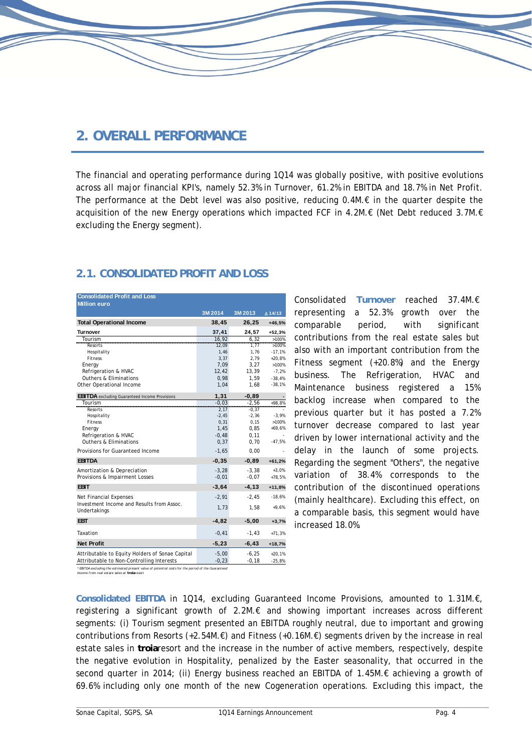## 2. OVERALL PERFORMANCE

The financial and operating performance during 1Q14 was globally positive, with positive evolutions across all major financial KPI's, namely 52.3% in Turnover, 61.2% in EBITDA and 18.7% in Net Profit. The performance at the Debt level was also positive, reducing 0.4M.€ in the quarter despite the acquisition of the new Energy operations which impacted FCF in 4.2M.€ (Net Debt reduced 3.7M.€ excluding the Energy segment).

### 2.1. CONSOLIDATED PROFIT AND LOSS

| Consolidated Profit and Loss<br>Million euro | 3M 2014 | 3M 2013 | Δ 14/13 |
|---|---|---|---|
| **Total Operational Income** | **38,45** | **26,25** | **+46,5%** |
| **Turnover** | **37,41** | **24,57** | **+52,3%** |
| Tourism | 16,92 | 6,32 | >100% |
| Resorts | 12,09 | 1,77 | >100% |
| Hospitality | 1,46 | 1,76 | -17,1% |
| Fitness | 3,37 | 2,79 | +20,8% |
| Energy | 7,09 | 3,27 | >100% |
| Refrigeration & HVAC | 12,42 | 13,39 | -7,2% |
| Outhers & Eliminations | 0,98 | 1,59 | -38,4% |
| Other Operational Income | 1,04 | 1,68 | -38,1% |
| **EBITDA** excluding Guaranteed Income Provisions | **1,31** | **-0,89** | - |
| Tourism | -0,03 | -2,56 | +98,8% |
| Resorts | 2,17 | -0,37 | - |
| Hospitality | -2,45 | -2,36 | -3,9% |
| Fitness | 0,31 | 0,15 | >100% |
| Energy | 1,45 | 0,85 | +69,6% |
| Refrigeration & HVAC | -0,48 | 0,11 | - |
| Outhers & Eliminations | 0,37 | 0,70 | -47,5% |
| Provisions for Guaranteed Income | -1,65 | 0,00 | - |
| **EBITDA** | **-0,35** | **-0,89** | **+61,2%** |
| Amortization & Depreciation | -3,28 | -3,38 | +3,0% |
| Provisions & Impairment Losses | -0,01 | -0,07 | +78,5% |
| **EBIT** | **-3,64** | **-4,13** | **+11,8%** |
| Net Financial Expenses | -2,91 | -2,45 | -18,6% |
| Investment Income and Results from Assoc. Undertakings | 1,73 | 1,58 | +9,6% |
| **EBT** | **-4,82** | **-5,00** | **+3,7%** |
| Taxation | -0,41 | -1,43 | +71,3% |
| **Net Profit** | **-5,23** | **-6,43** | **+18,7%** |
| Attributable to Equity Holders of Sonae Capital | -5,00 | -6,25 | +20,1% |
| Attributable to Non-Controlling Interests | -0,23 | -0,18 | -25,8% |

* EBITDA excluding the estimated present value of potential costs for the period of the Guaranteed Income from real estate sales at **troia**resort

Consolidated **Turnover** reached 37.4M.€ representing a 52.3% growth over the comparable period, with significant contributions from the real estate sales but also with an important contribution from the Fitness segment (+20.8%) and the Energy business. The Refrigeration, HVAC and Maintenance business registered a 15% backlog increase when compared to the previous quarter but it has posted a 7.2% turnover decrease compared to last year driven by lower international activity and the delay in the launch of some projects. Regarding the segment "Others", the negative variation of 38.4% corresponds to the contribution of the discontinued operations (mainly healthcare). Excluding this effect, on a comparable basis, this segment would have increased 18.0%.

**Consolidated EBITDA** in 1Q14, excluding Guaranteed Income Provisions, amounted to 1.31M.€, registering a significant growth of 2.2M.€ and showing important increases across different segments: (i) Tourism segment presented an EBITDA roughly neutral, due to important and growing contributions from Resorts (+2.54M.€) and Fitness (+0.16M.€) segments driven by the increase in real estate sales in **troia**resort and the increase in the number of active members, respectively, despite the negative evolution in Hospitality, penalized by the Easter seasonality, that occurred in the second quarter in 2014; (ii) Energy business reached an EBITDA of 1.45M.€ achieving a growth of 69.6% including only one month of the new Cogeneration operations. Excluding this impact, the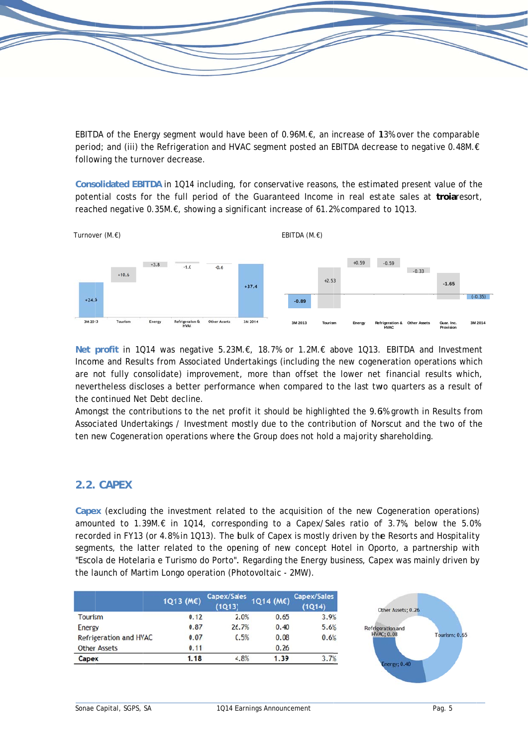EBITDA of the Energy segment would have been of 0.96M.€, an increase of 13% over the comparable period; and (iii) the Refrigeration and HVAC segment posted an EBITDA decrease to negative 0.48M.€ following the turnover decrease.

**Consolidated EBITDA** in 1Q14 including, for conservative reasons, the estimated present value of the potential costs for the full period of the Guaranteed Income in real estate sales at **troia** resort, reached negative 0.35M.€, showing a significant increase of 61.2% compared to 1Q13.

Turnover (M.€)

| 3M 2013 | Tourism | Energy | Refrigeration & HVAC | Other Assets | 3M 2014 |
|---|---|---|---|---|---|
| +24.5 | +10.6 | +3.8 | -1.0 | -0.6 | +37.4 |

EBITDA (M.€)

| 3M 2013 | Tourism | Energy | Refrigeration & HVAC | Other Assets | Guar. Inc. Provision | 3M 2014 |
|---|---|---|---|---|---|---|
| -0.89 | +2.53 | +0.59 | -0.59 | -0.33 | -1.65 | (-0.35) |

**Net profit** in 1Q14 was negative 5.23M.€, 18.7% or 1.2M.€ above 1Q13. EBITDA and Investment Income and Results from Associated Undertakings (including the new cogeneration operations which are not fully consolidate) improvement, more than offset the lower net financial results which, nevertheless discloses a better performance when compared to the last two quarters as a result of the continued Net Debt decline.

Amongst the contributions to the net profit it should be highlighted the 9.6% growth in Results from Associated Undertakings / Investment mostly due to the contribution of Norscut and the two of the ten new Cogeneration operations where the Group does not hold a majority shareholding.

## 2.2. CAPEX

**Capex** (excluding the investment related to the acquisition of the new Cogeneration operations) amounted to 1.39M.€ in 1Q14, corresponding to a Capex/Sales ratio of 3.7%, below the 5.0% recorded in FY13 (or 4.8% in 1Q13). The bulk of Capex is mostly driven by the Resorts and Hospitality segments, the latter related to the opening of new concept Hotel in Oporto, a partnership with "Escola de Hotelaria e Turismo do Porto". Regarding the Energy business, Capex was mainly driven by the launch of Martim Longo operation (Photovoltaic - 2MW).

| | 1Q13 (M€) | Capex/Sales (1Q13) | 1Q14 (M€) | Capex/Sales (1Q14) |
|---|---|---|---|---|
| Tourism | 0.12 | 2.0% | 0.65 | 3.9% |
| Energy | 0.87 | 26.7% | 0.40 | 5.6% |
| Refrigeration and HVAC | 0.07 | 0.5% | 0.08 | 0.6% |
| Other Assets | 0.11 | | 0.26 | |
| **Capex** | **1.18** | 4.8% | **1.39** | 3.7% |

Other Assets; 0.26
Refrigeration and HVAC; 0.08
Tourism; 0.65
Energy; 0.40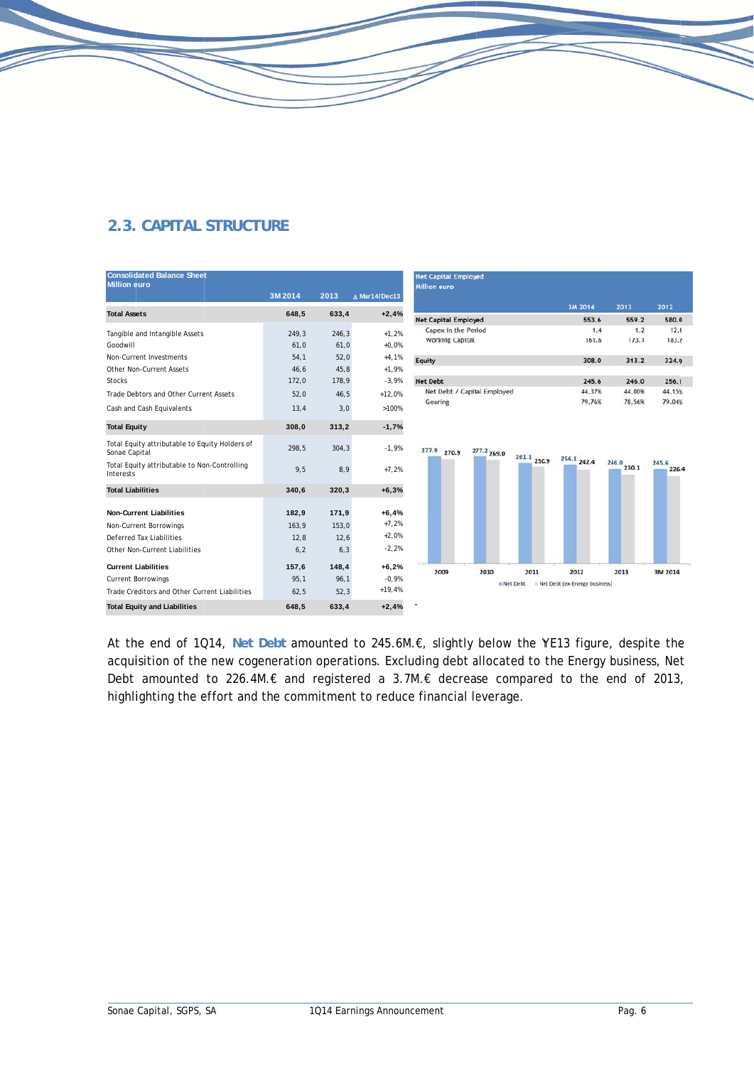## 2.3. CAPITAL STRUCTURE

| Consolidated Balance Sheet<br>Million euro | 3M 2014 | 2013 | Δ Mar14/Dec13 |
|---|---|---|---|
| **Total Assets** | **648,5** | **633,4** | **+2,4%** |
| Tangible and Intangible Assets | 249,3 | 246,3 | +1,2% |
| Goodwill | 61,0 | 61,0 | +0,0% |
| Non-Current Investments | 54,1 | 52,0 | +4,1% |
| Other Non-Current Assets | 46,6 | 45,8 | +1,9% |
| Stocks | 172,0 | 178,9 | -3,9% |
| Trade Debtors and Other Current Assets | 52,0 | 46,5 | +12,0% |
| Cash and Cash Equivalents | 13,4 | 3,0 | >100% |
| **Total Equity** | **308,0** | **313,2** | **-1,7%** |
| Total Equity attributable to Equity Holders of Sonae Capital | 298,5 | 304,3 | -1,9% |
| Total Equity attributable to Non-Controlling Interests | 9,5 | 8,9 | +7,2% |
| **Total Liabilities** | **340,6** | **320,3** | **+6,3%** |
| **Non-Current Liabilities** | **182,9** | **171,9** | **+6,4%** |
| Non-Current Borrowings | 163,9 | 153,0 | +7,2% |
| Deferred Tax Liabilities | 12,8 | 12,6 | +2,0% |
| Other Non-Current Liabilities | 6,2 | 6,3 | -2,2% |
| **Current Liabilities** | **157,6** | **148,4** | **+6,2%** |
| Current Borrowings | 95,1 | 96,1 | -0,9% |
| Trade Creditors and Other Current Liabilities | 62,5 | 52,3 | +19,4% |
| **Total Equity and Liabilities** | **648,5** | **633,4** | **+2,4%** |

| Net Capital Employed<br>Million euro | 3M 2014 | 2013 | 2012 |
|---|---|---|---|
| **Net Capital Employed** | **553.6** | **559.2** | **580.0** |
| Capex in the Period | 1.4 | 1.2 | 12.1 |
| Working Capital | 161.6 | 173.1 | 183.2 |
| **Equity** | **308.0** | **313.2** | **324.0** |
| **Net Debt** | **245.6** | **246.0** | **256.1** |
| Net Debt / Capital Employed | 44.37% | 44.00% | 44.15% |
| Gearing | 79.76% | 78.56% | 79.04% |

| | 2009 | 2010 | 2011 | 2012 | 2013 | 3M 2014 |
|---|---|---|---|---|---|---|
| Net Debt | 277.9 | 277.2 | 261.1 | 256.1 | 246.0 | 245.6 |
| Net Debt (ex-Energy business) | 270.9 | 269.0 | 250.9 | 242.4 | 230.1 | 226.4 |

At the end of 1Q14, **Net Debt** amounted to 245.6M.€, slightly below the YE13 figure, despite the acquisition of the new cogeneration operations. Excluding debt allocated to the Energy business, Net Debt amounted to 226.4M.€ and registered a 3.7M.€ decrease compared to the end of 2013, highlighting the effort and the commitment to reduce financial leverage.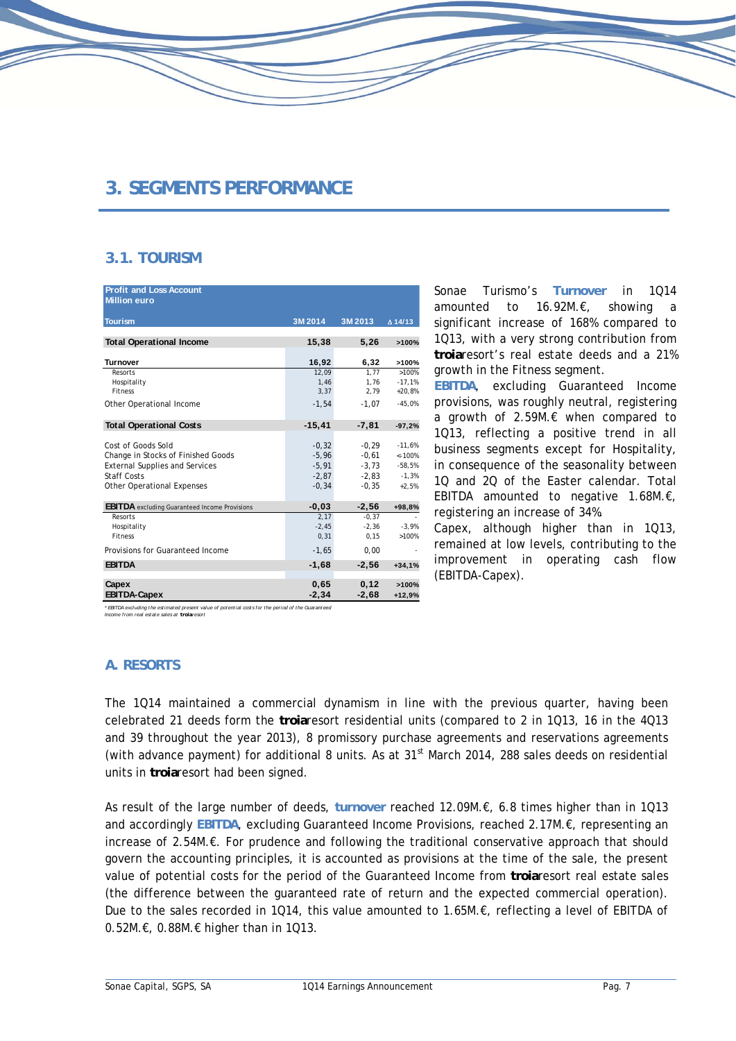# 3. SEGMENTS PERFORMANCE

## 3.1. TOURISM

| Profit and Loss Account<br>Million euro<br><br>Tourism | 3M 2014 | 3M 2013 | Δ 14/13 |
|---|---|---|---|
| **Total Operational Income** | **15,38** | **5,26** | **>100%** |
| **Turnover** | **16,92** | **6,32** | **>100%** |
| Resorts | 12,09 | 1,77 | >100% |
| Hospitality | 1,46 | 1,76 | -17,1% |
| Fitness | 3,37 | 2,79 | +20,8% |
| Other Operational Income | -1,54 | -1,07 | -45,0% |
| **Total Operational Costs** | **-15,41** | **-7,81** | **-97,2%** |
| Cost of Goods Sold | -0,32 | -0,29 | -11,6% |
| Change in Stocks of Finished Goods | -5,96 | -0,61 | <-100% |
| External Supplies and Services | -5,91 | -3,73 | -58,5% |
| Staff Costs | -2,87 | -2,83 | -1,3% |
| Other Operational Expenses | -0,34 | -0,35 | +2,5% |
| **EBITDA** excluding Guaranteed Income Provisions | **-0,03** | **-2,56** | **+98,8%** |
| Resorts | 2,17 | -0,37 | - |
| Hospitality | -2,45 | -2,36 | -3,9% |
| Fitness | 0,31 | 0,15 | >100% |
| Provisions for Guaranteed Income | -1,65 | 0,00 | - |
| **EBITDA** | **-1,68** | **-2,56** | **+34,1%** |
| **Capex** | **0,65** | **0,12** | **>100%** |
| **EBITDA-Capex** | **-2,34** | **-2,68** | **+12,9%** |

* EBITDA excluding the estimated present value of potential costs for the period of the Guaranteed Income from real estate sales at **troia**resort

Sonae Turismo's **Turnover** in 1Q14 amounted to 16.92M.€, showing a significant increase of 168% compared to 1Q13, with a very strong contribution from **troia**resort's real estate deeds and a 21% growth in the Fitness segment.

**EBITDA**, excluding Guaranteed Income provisions, was roughly neutral, registering a growth of 2.59M.€ when compared to 1Q13, reflecting a positive trend in all business segments except for Hospitality, in consequence of the seasonality between 1Q and 2Q of the Easter calendar. Total EBITDA amounted to negative 1.68M.€, registering an increase of 34%.

Capex, although higher than in 1Q13, remained at low levels, contributing to the improvement in operating cash flow (EBITDA-Capex).

### A. RESORTS

The 1Q14 maintained a commercial dynamism in line with the previous quarter, having been celebrated 21 deeds form the **troia**resort residential units (compared to 2 in 1Q13, 16 in the 4Q13 and 39 throughout the year 2013), 8 promissory purchase agreements and reservations agreements (with advance payment) for additional 8 units. As at 31st March 2014, 288 sales deeds on residential units in **troia**resort had been signed.

As result of the large number of deeds, **turnover** reached 12.09M.€, 6.8 times higher than in 1Q13 and accordingly **EBITDA**, excluding Guaranteed Income Provisions, reached 2.17M.€, representing an increase of 2.54M.€. For prudence and following the traditional conservative approach that should govern the accounting principles, it is accounted as provisions at the time of the sale, the present value of potential costs for the period of the Guaranteed Income from **troia**resort real estate sales (the difference between the guaranteed rate of return and the expected commercial operation). Due to the sales recorded in 1Q14, this value amounted to 1.65M.€, reflecting a level of EBITDA of 0.52M.€, 0.88M.€ higher than in 1Q13.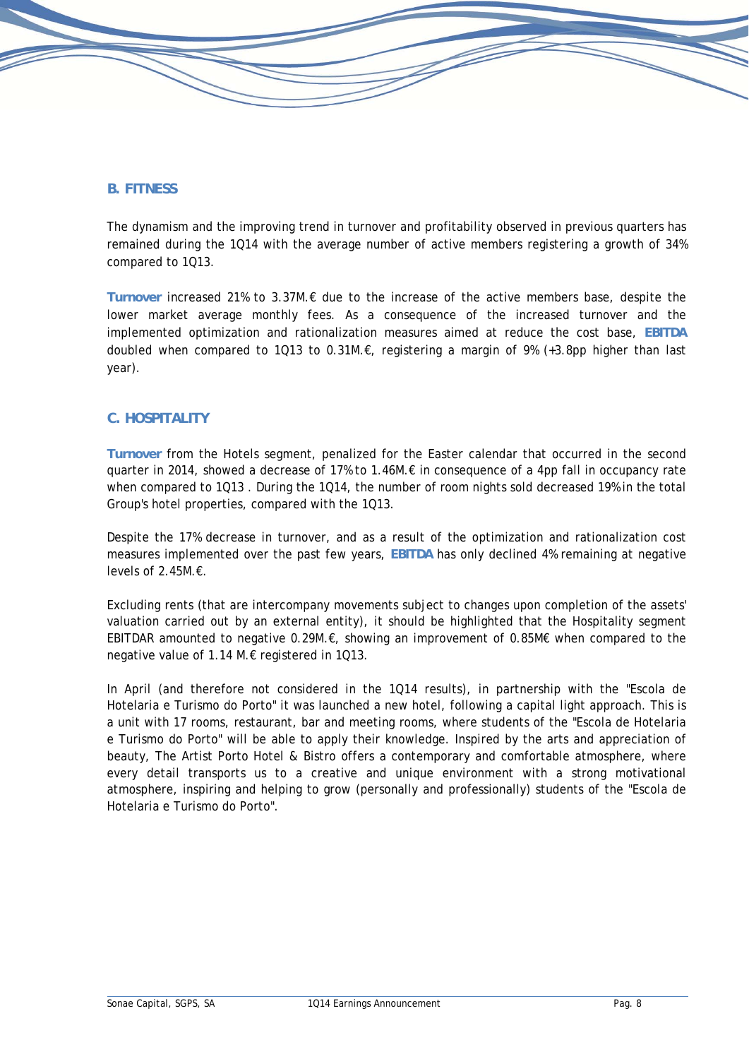## B. FITNESS

The dynamism and the improving trend in turnover and profitability observed in previous quarters has remained during the 1Q14 with the average number of active members registering a growth of 34% compared to 1Q13.

**Turnover** increased 21% to 3.37M.€ due to the increase of the active members base, despite the lower market average monthly fees. As a consequence of the increased turnover and the implemented optimization and rationalization measures aimed at reduce the cost base, **EBITDA** doubled when compared to 1Q13 to 0.31M.€, registering a margin of 9% (+3.8pp higher than last year).

## C. HOSPITALITY

**Turnover** from the Hotels segment, penalized for the Easter calendar that occurred in the second quarter in 2014, showed a decrease of 17% to 1.46M.€ in consequence of a 4pp fall in occupancy rate when compared to 1Q13 . During the 1Q14, the number of room nights sold decreased 19% in the total Group's hotel properties, compared with the 1Q13.

Despite the 17% decrease in turnover, and as a result of the optimization and rationalization cost measures implemented over the past few years, **EBITDA** has only declined 4% remaining at negative levels of 2.45M.€.

Excluding rents (that are intercompany movements subject to changes upon completion of the assets' valuation carried out by an external entity), it should be highlighted that the Hospitality segment EBITDAR amounted to negative 0.29M.€, showing an improvement of 0.85M€ when compared to the negative value of 1.14 M.€ registered in 1Q13.

In April (and therefore not considered in the 1Q14 results), in partnership with the "Escola de Hotelaria e Turismo do Porto" it was launched a new hotel, following a capital light approach. This is a unit with 17 rooms, restaurant, bar and meeting rooms, where students of the "Escola de Hotelaria e Turismo do Porto" will be able to apply their knowledge. Inspired by the arts and appreciation of beauty, The Artist Porto Hotel & Bistro offers a contemporary and comfortable atmosphere, where every detail transports us to a creative and unique environment with a strong motivational atmosphere, inspiring and helping to grow (personally and professionally) students of the "Escola de Hotelaria e Turismo do Porto".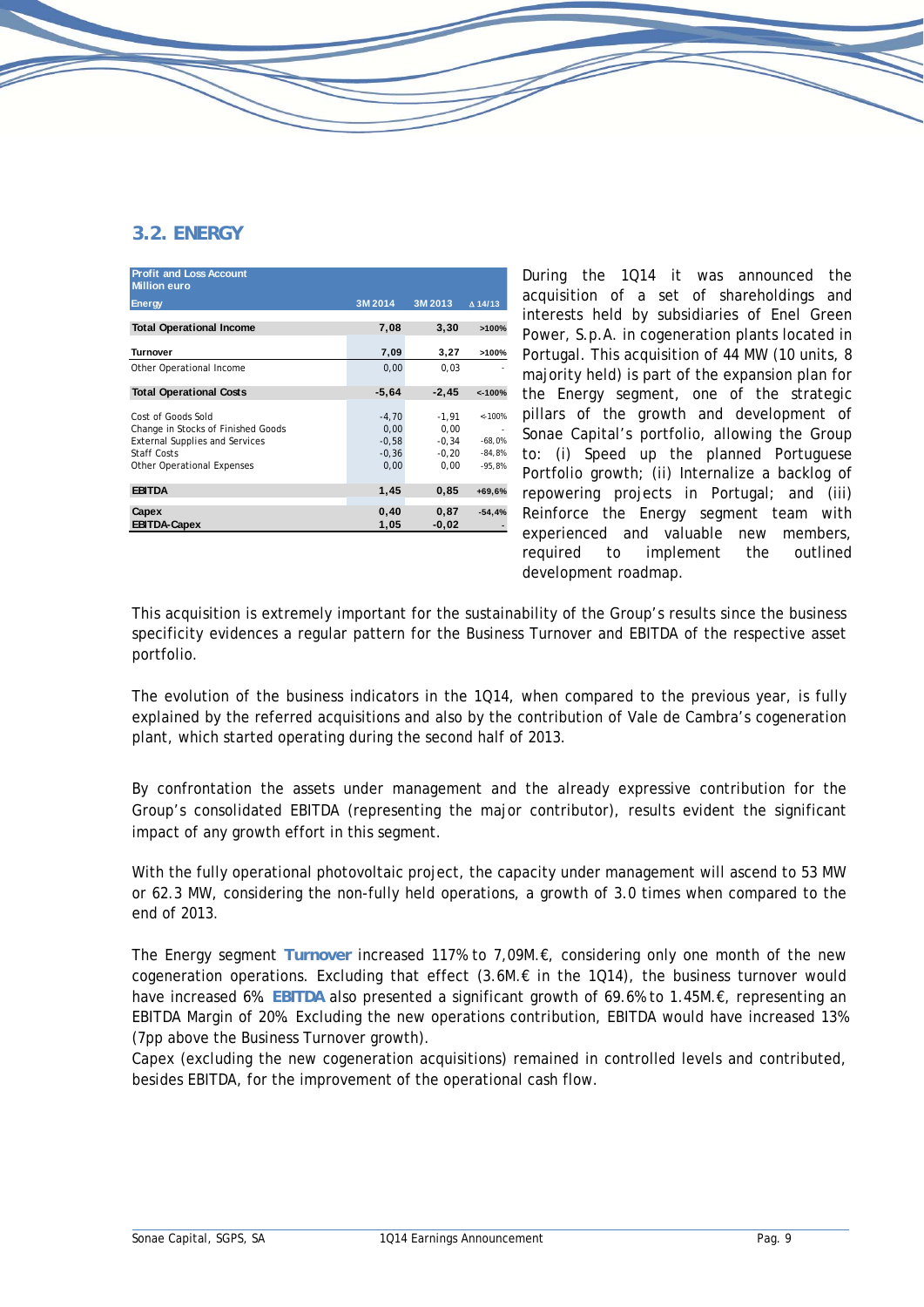## 3.2. ENERGY

| Profit and Loss Account Million euro Energy | 3M 2014 | 3M 2013 | Δ 14/13 |
|---|---|---|---|
| **Total Operational Income** | **7,08** | **3,30** | **>100%** |
| **Turnover** | **7,09** | **3,27** | **>100%** |
| Other Operational Income | 0,00 | 0,03 | - |
| **Total Operational Costs** | **-5,64** | **-2,45** | **<-100%** |
| Cost of Goods Sold | -4,70 | -1,91 | <-100% |
| Change in Stocks of Finished Goods | 0,00 | 0,00 | - |
| External Supplies and Services | -0,58 | -0,34 | -68,0% |
| Staff Costs | -0,36 | -0,20 | -84,8% |
| Other Operational Expenses | 0,00 | 0,00 | -95,8% |
| **EBITDA** | **1,45** | **0,85** | **+69,6%** |
| **Capex** | **0,40** | **0,87** | **-54,4%** |
| **EBITDA-Capex** | **1,05** | **-0,02** | **-** |

During the 1Q14 it was announced the acquisition of a set of shareholdings and interests held by subsidiaries of Enel Green Power, S.p.A. in cogeneration plants located in Portugal. This acquisition of 44 MW (10 units, 8 majority held) is part of the expansion plan for the Energy segment, one of the strategic pillars of the growth and development of Sonae Capital's portfolio, allowing the Group to: (i) Speed up the planned Portuguese Portfolio growth; (ii) Internalize a backlog of repowering projects in Portugal; and (iii) Reinforce the Energy segment team with experienced and valuable new members, required to implement the outlined development roadmap.

This acquisition is extremely important for the sustainability of the Group's results since the business specificity evidences a regular pattern for the Business Turnover and EBITDA of the respective asset portfolio.

The evolution of the business indicators in the 1Q14, when compared to the previous year, is fully explained by the referred acquisitions and also by the contribution of Vale de Cambra's cogeneration plant, which started operating during the second half of 2013.

By confrontation the assets under management and the already expressive contribution for the Group's consolidated EBITDA (representing the major contributor), results evident the significant impact of any growth effort in this segment.

With the fully operational photovoltaic project, the capacity under management will ascend to 53 MW or 62.3 MW, considering the non-fully held operations, a growth of 3.0 times when compared to the end of 2013.

The Energy segment **Turnover** increased 117% to 7,09M.€, considering only one month of the new cogeneration operations. Excluding that effect (3.6M.€ in the 1Q14), the business turnover would have increased 6%. **EBITDA** also presented a significant growth of 69.6% to 1.45M.€, representing an EBITDA Margin of 20%. Excluding the new operations contribution, EBITDA would have increased 13% (7pp above the Business Turnover growth).
Capex (excluding the new cogeneration acquisitions) remained in controlled levels and contributed, besides EBITDA, for the improvement of the operational cash flow.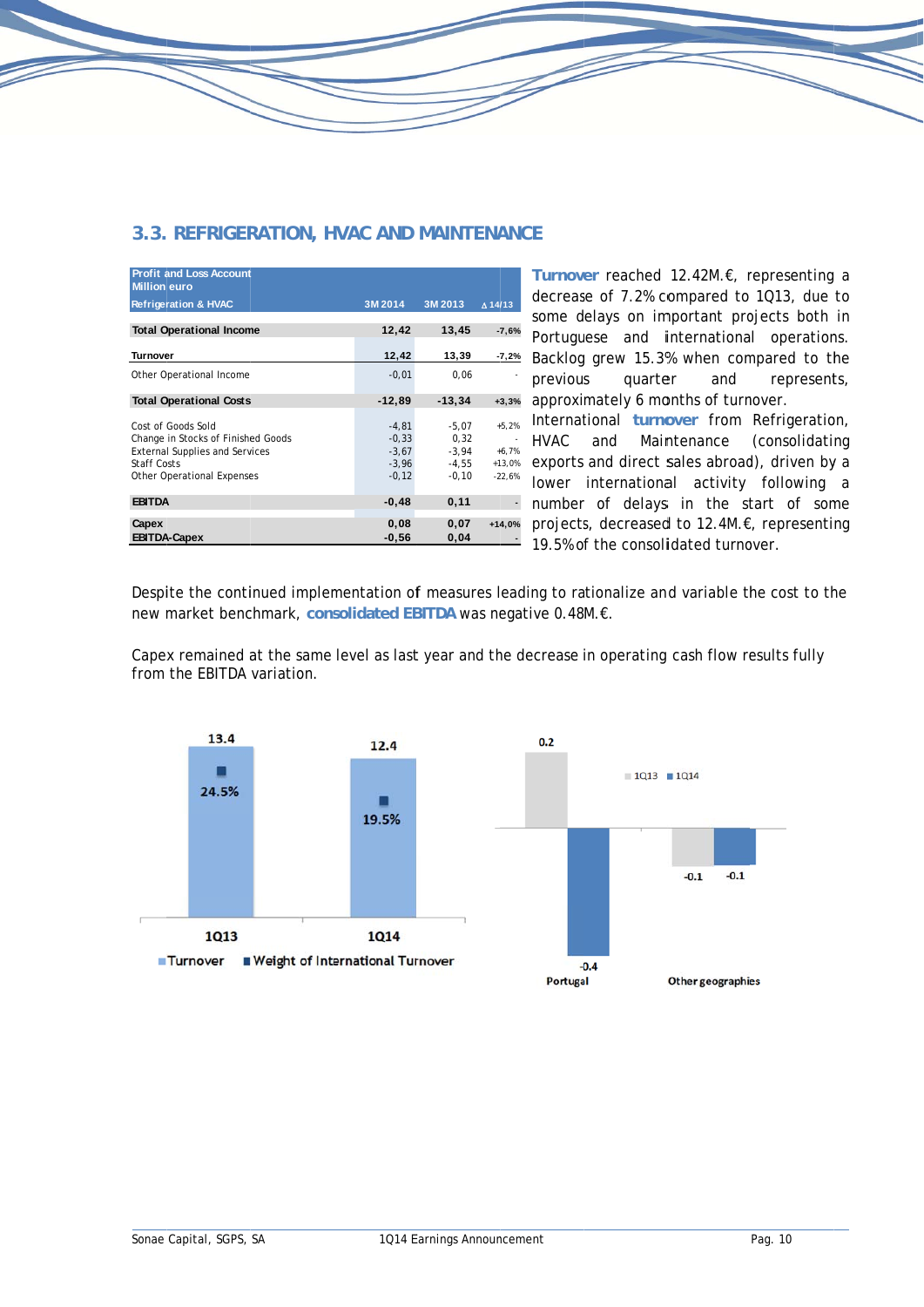## 3.3. REFRIGERATION, HVAC AND MAINTENANCE

| Profit and Loss Account Million euro Refrigeration & HVAC | 3M 2014 | 3M 2013 | Δ 14/13 |
|---|---|---|---|
| **Total Operational Income** | **12,42** | **13,45** | **-7,6%** |
| **Turnover** | **12,42** | **13,39** | **-7,2%** |
| Other Operational Income | -0,01 | 0,06 | - |
| **Total Operational Costs** | **-12,89** | **-13,34** | **+3,3%** |
| Cost of Goods Sold | -4,81 | -5,07 | +5,2% |
| Change in Stocks of Finished Goods | -0,33 | 0,32 | - |
| External Supplies and Services | -3,67 | -3,94 | +6,7% |
| Staff Costs | -3,96 | -4,55 | +13,0% |
| Other Operational Expenses | -0,12 | -0,10 | -22,6% |
| **EBITDA** | **-0,48** | **0,11** | - |
| **Capex** | **0,08** | **0,07** | +14,0% |
| **EBITDA-Capex** | **-0,56** | **0,04** | - |

**Turnover** reached 12.42M.€, representing a decrease of 7.2% compared to 1Q13, due to some delays on important projects both in Portuguese and international operations. Backlog grew 15.3% when compared to the previous quarter and represents, approximately 6 months of turnover. International **turnover** from Refrigeration, HVAC and Maintenance (consolidating exports and direct sales abroad), driven by a lower international activity following a number of delays in the start of some projects, decreased to 12.4M.€, representing 19.5% of the consolidated turnover.

Despite the continued implementation of measures leading to rationalize and variable the cost to the new market benchmark, **consolidated EBITDA** was negative 0.48M.€.

Capex remained at the same level as last year and the decrease in operating cash flow results fully from the EBITDA variation.

| | 1Q13 | 1Q14 |
|---|---|---|
| Turnover | 13.4 | 12.4 |
| Weight of International Turnover | 24.5% | 19.5% |

| | 1Q13 | 1Q14 |
|---|---|---|
| Portugal | 0.2 | -0.4 |
| Other geographies | -0.1 | -0.1 |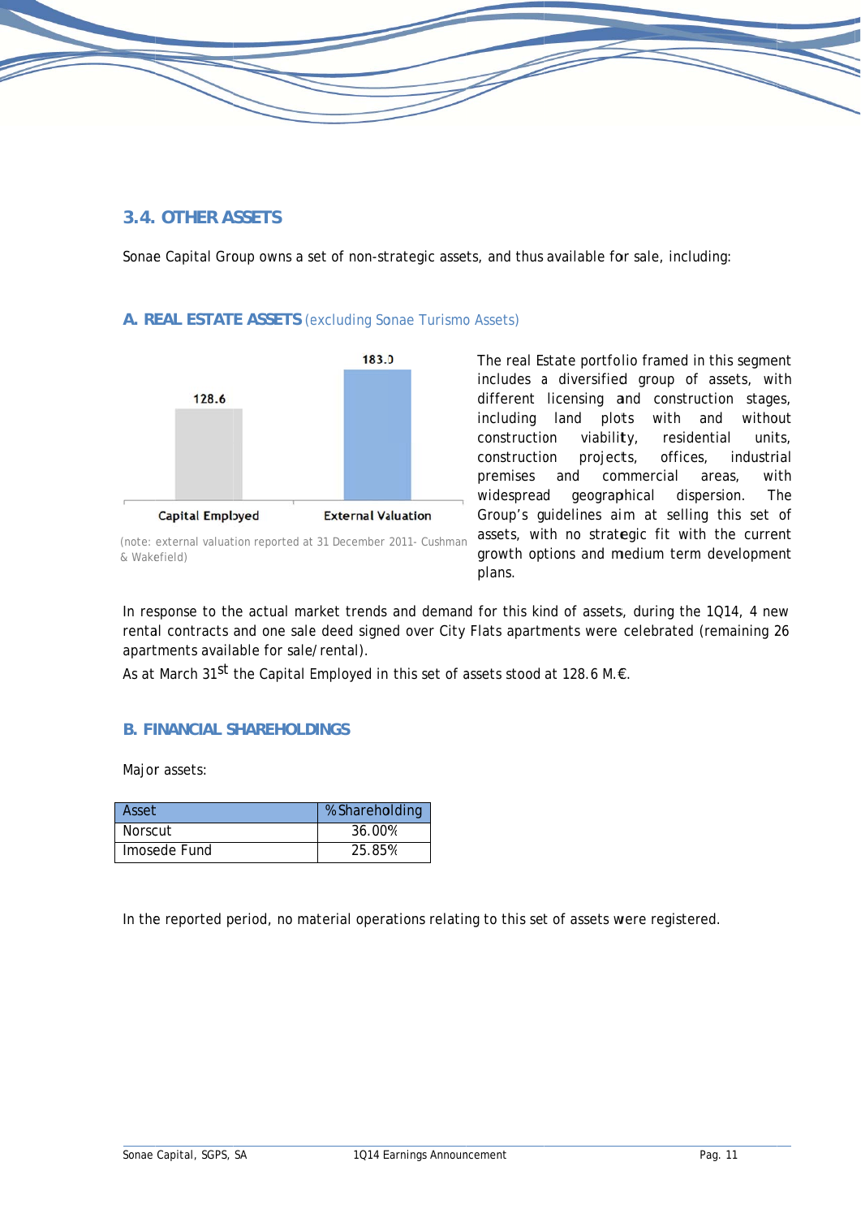## 3.4. OTHER ASSETS

Sonae Capital Group owns a set of non-strategic assets, and thus available for sale, including:

### A. REAL ESTATE ASSETS (excluding Sonae Turismo Assets)

| | Capital Employed | External Valuation |
|---|---|---|
| | 128.6 | 183.0 |

(note: external valuation reported at 31 December 2011- Cushman & Wakefield)

The real Estate portfolio framed in this segment includes a diversified group of assets, with different licensing and construction stages, including land plots with and without construction viability, residential units, construction projects, offices, industrial premises and commercial areas, with widespread geographical dispersion. The Group's guidelines aim at selling this set of assets, with no strategic fit with the current growth options and medium term development plans.

In response to the actual market trends and demand for this kind of assets, during the 1Q14, 4 new rental contracts and one sale deed signed over City Flats apartments were celebrated (remaining 26 apartments available for sale/rental).

As at March 31st the Capital Employed in this set of assets stood at 128.6 M.€.

### B. FINANCIAL SHAREHOLDINGS

Major assets:

| Asset | % Shareholding |
|---|---|
| Norscut | 36.00% |
| Imosede Fund | 25.85% |

In the reported period, no material operations relating to this set of assets were registered.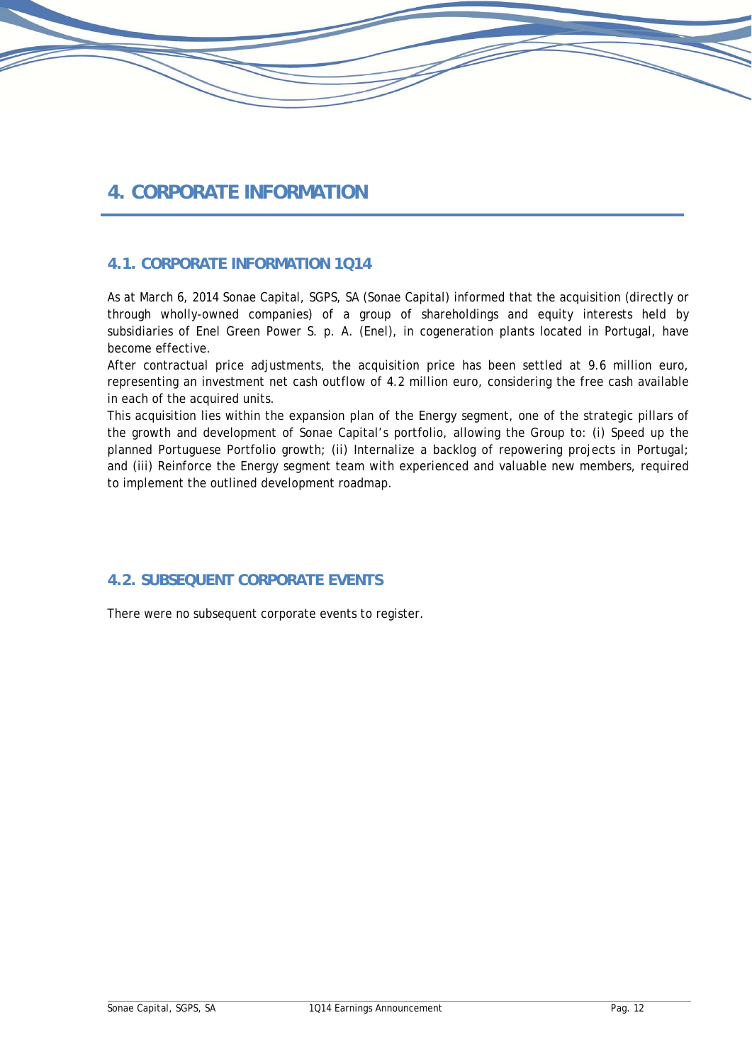# 4. CORPORATE INFORMATION

## 4.1. CORPORATE INFORMATION 1Q14

As at March 6, 2014 Sonae Capital, SGPS, SA (Sonae Capital) informed that the acquisition (directly or through wholly-owned companies) of a group of shareholdings and equity interests held by subsidiaries of Enel Green Power S. p. A. (Enel), in cogeneration plants located in Portugal, have become effective.

After contractual price adjustments, the acquisition price has been settled at 9.6 million euro, representing an investment net cash outflow of 4.2 million euro, considering the free cash available in each of the acquired units.

This acquisition lies within the expansion plan of the Energy segment, one of the strategic pillars of the growth and development of Sonae Capital's portfolio, allowing the Group to: (i) Speed up the planned Portuguese Portfolio growth; (ii) Internalize a backlog of repowering projects in Portugal; and (iii) Reinforce the Energy segment team with experienced and valuable new members, required to implement the outlined development roadmap.

## 4.2. SUBSEQUENT CORPORATE EVENTS

There were no subsequent corporate events to register.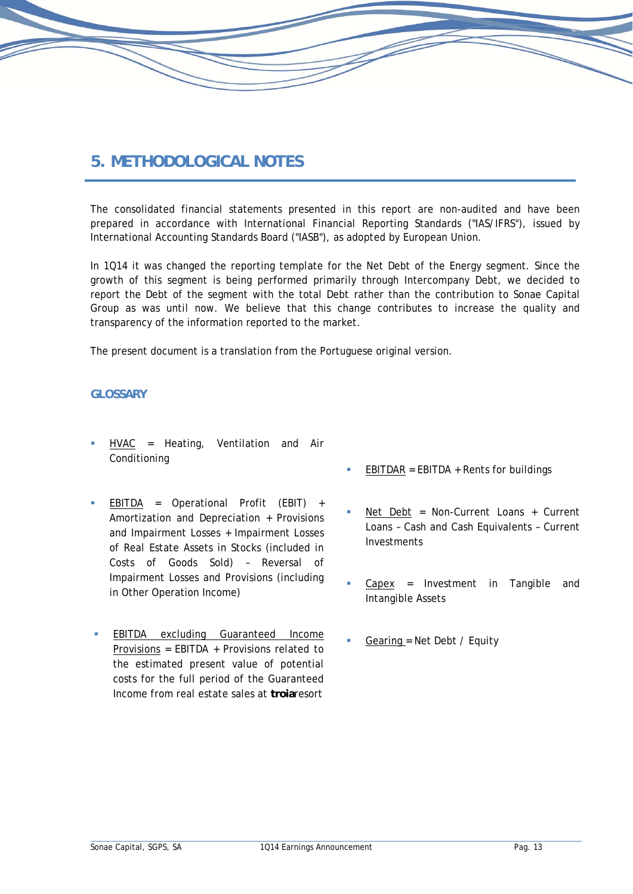## 5. METHODOLOGICAL NOTES

The consolidated financial statements presented in this report are non-audited and have been prepared in accordance with International Financial Reporting Standards ("IAS/IFRS"), issued by International Accounting Standards Board ("IASB"), as adopted by European Union.

In 1Q14 it was changed the reporting template for the Net Debt of the Energy segment. Since the growth of this segment is being performed primarily through Intercompany Debt, we decided to report the Debt of the segment with the total Debt rather than the contribution to Sonae Capital Group as was until now. We believe that this change contributes to increase the quality and transparency of the information reported to the market.

The present document is a translation from the Portuguese original version.

### GLOSSARY

- HVAC = Heating, Ventilation and Air Conditioning
- EBITDA = Operational Profit (EBIT) + Amortization and Depreciation + Provisions and Impairment Losses + Impairment Losses of Real Estate Assets in Stocks (included in Costs of Goods Sold) – Reversal of Impairment Losses and Provisions (including in Other Operation Income)
- EBITDA excluding Guaranteed Income Provisions = EBITDA + Provisions related to the estimated present value of potential costs for the full period of the Guaranteed Income from real estate sales at **troia**resort
- EBITDAR = EBITDA + Rents for buildings
- Net Debt = Non-Current Loans + Current Loans – Cash and Cash Equivalents – Current Investments
- Capex = Investment in Tangible and Intangible Assets
- Gearing = Net Debt / Equity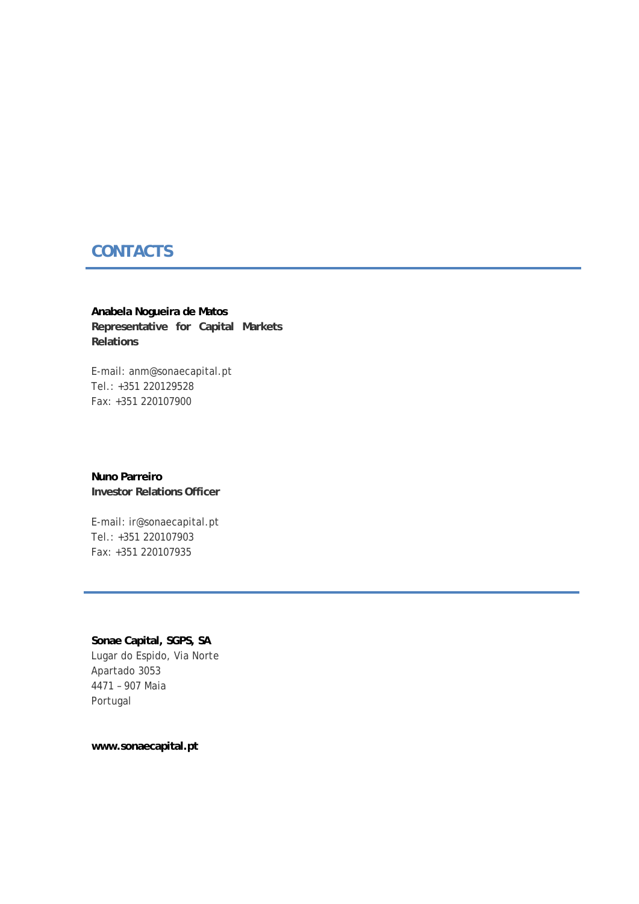# CONTACTS

**Anabela Nogueira de Matos**
**Representative for Capital Markets Relations**

E-mail: anm@sonaecapital.pt
Tel.: +351 220129528
Fax: +351 220107900

**Nuno Parreiro**
**Investor Relations Officer**

E-mail: ir@sonaecapital.pt
Tel.: +351 220107903
Fax: +351 220107935

---

**Sonae Capital, SGPS, SA**
Lugar do Espido, Via Norte
Apartado 3053
4471 – 907 Maia
Portugal

**www.sonaecapital.pt**